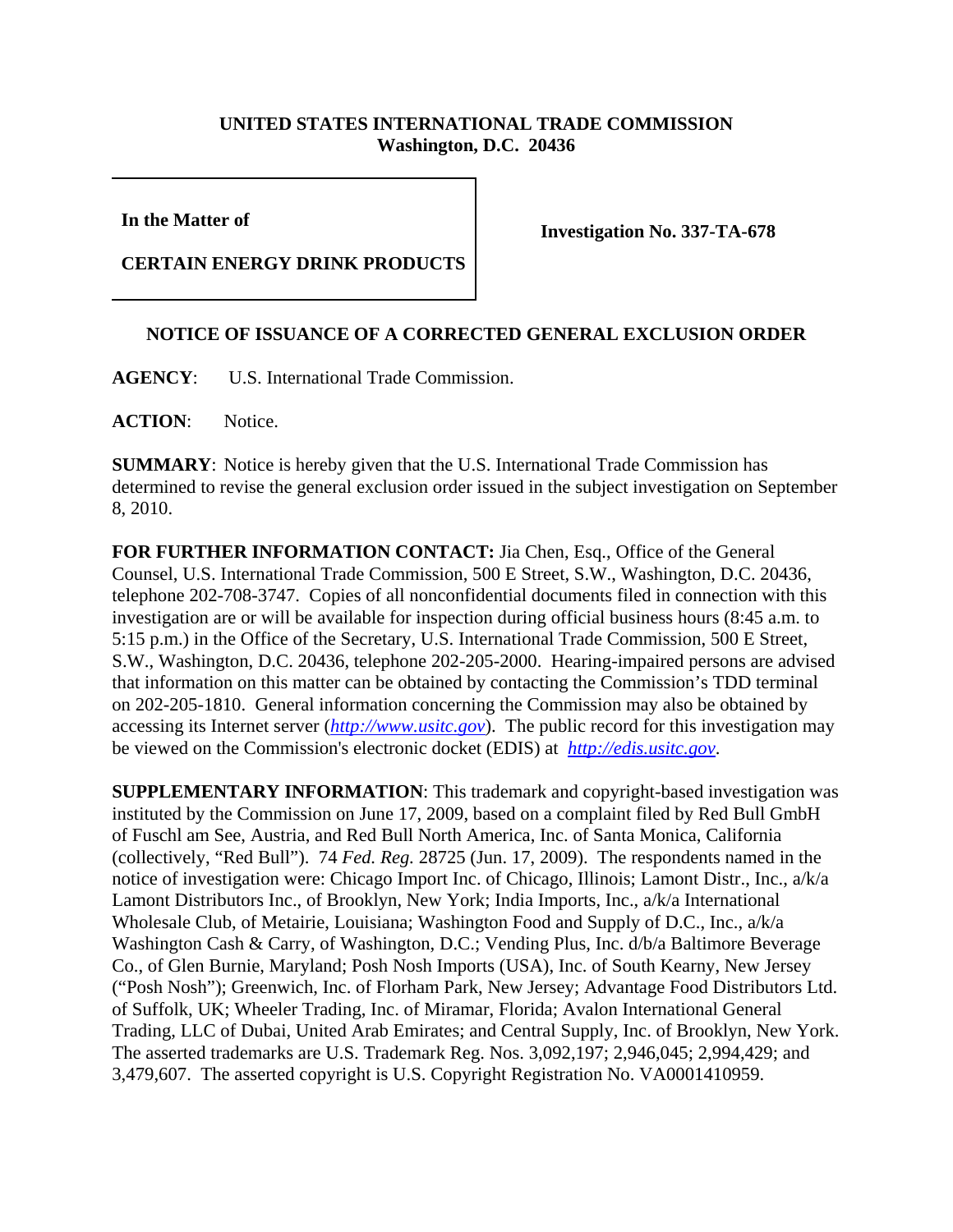**UNITED STATES INTERNATIONAL TRADE COMMISSION**
**Washington, D.C. 20436**

| **In the Matter of**<br><br>**CERTAIN ENERGY DRINK PRODUCTS** | **Investigation No. 337-TA-678** |
|---|---|

## NOTICE OF ISSUANCE OF A CORRECTED GENERAL EXCLUSION ORDER

**AGENCY**: U.S. International Trade Commission.

**ACTION**: Notice.

**SUMMARY**: Notice is hereby given that the U.S. International Trade Commission has determined to revise the general exclusion order issued in the subject investigation on September 8, 2010.

**FOR FURTHER INFORMATION CONTACT:** Jia Chen, Esq., Office of the General Counsel, U.S. International Trade Commission, 500 E Street, S.W., Washington, D.C. 20436, telephone 202-708-3747. Copies of all nonconfidential documents filed in connection with this investigation are or will be available for inspection during official business hours (8:45 a.m. to 5:15 p.m.) in the Office of the Secretary, U.S. International Trade Commission, 500 E Street, S.W., Washington, D.C. 20436, telephone 202-205-2000. Hearing-impaired persons are advised that information on this matter can be obtained by contacting the Commission's TDD terminal on 202-205-1810. General information concerning the Commission may also be obtained by accessing its Internet server (*http://www.usitc.gov*). The public record for this investigation may be viewed on the Commission's electronic docket (EDIS) at *http://edis.usitc.gov*.

**SUPPLEMENTARY INFORMATION**: This trademark and copyright-based investigation was instituted by the Commission on June 17, 2009, based on a complaint filed by Red Bull GmbH of Fuschl am See, Austria, and Red Bull North America, Inc. of Santa Monica, California (collectively, "Red Bull"). 74 *Fed. Reg.* 28725 (Jun. 17, 2009). The respondents named in the notice of investigation were: Chicago Import Inc. of Chicago, Illinois; Lamont Distr., Inc., a/k/a Lamont Distributors Inc., of Brooklyn, New York; India Imports, Inc., a/k/a International Wholesale Club, of Metairie, Louisiana; Washington Food and Supply of D.C., Inc., a/k/a Washington Cash & Carry, of Washington, D.C.; Vending Plus, Inc. d/b/a Baltimore Beverage Co., of Glen Burnie, Maryland; Posh Nosh Imports (USA), Inc. of South Kearny, New Jersey ("Posh Nosh"); Greenwich, Inc. of Florham Park, New Jersey; Advantage Food Distributors Ltd. of Suffolk, UK; Wheeler Trading, Inc. of Miramar, Florida; Avalon International General Trading, LLC of Dubai, United Arab Emirates; and Central Supply, Inc. of Brooklyn, New York. The asserted trademarks are U.S. Trademark Reg. Nos. 3,092,197; 2,946,045; 2,994,429; and 3,479,607. The asserted copyright is U.S. Copyright Registration No. VA0001410959.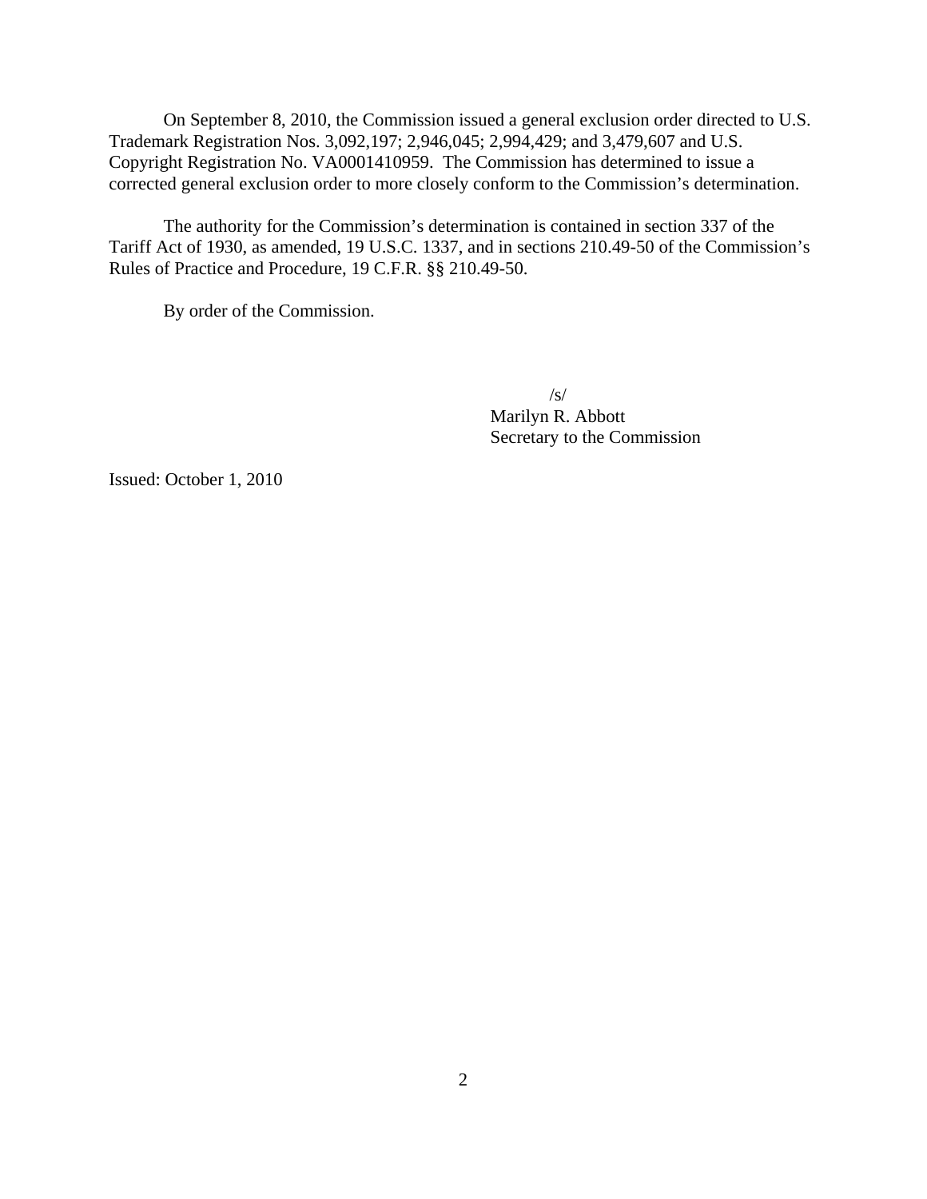On September 8, 2010, the Commission issued a general exclusion order directed to U.S. Trademark Registration Nos. 3,092,197; 2,946,045; 2,994,429; and 3,479,607 and U.S. Copyright Registration No. VA0001410959. The Commission has determined to issue a corrected general exclusion order to more closely conform to the Commission's determination.

The authority for the Commission's determination is contained in section 337 of the Tariff Act of 1930, as amended, 19 U.S.C. 1337, and in sections 210.49-50 of the Commission's Rules of Practice and Procedure, 19 C.F.R. §§ 210.49-50.

By order of the Commission.

/s/
Marilyn R. Abbott
Secretary to the Commission

Issued: October 1, 2010